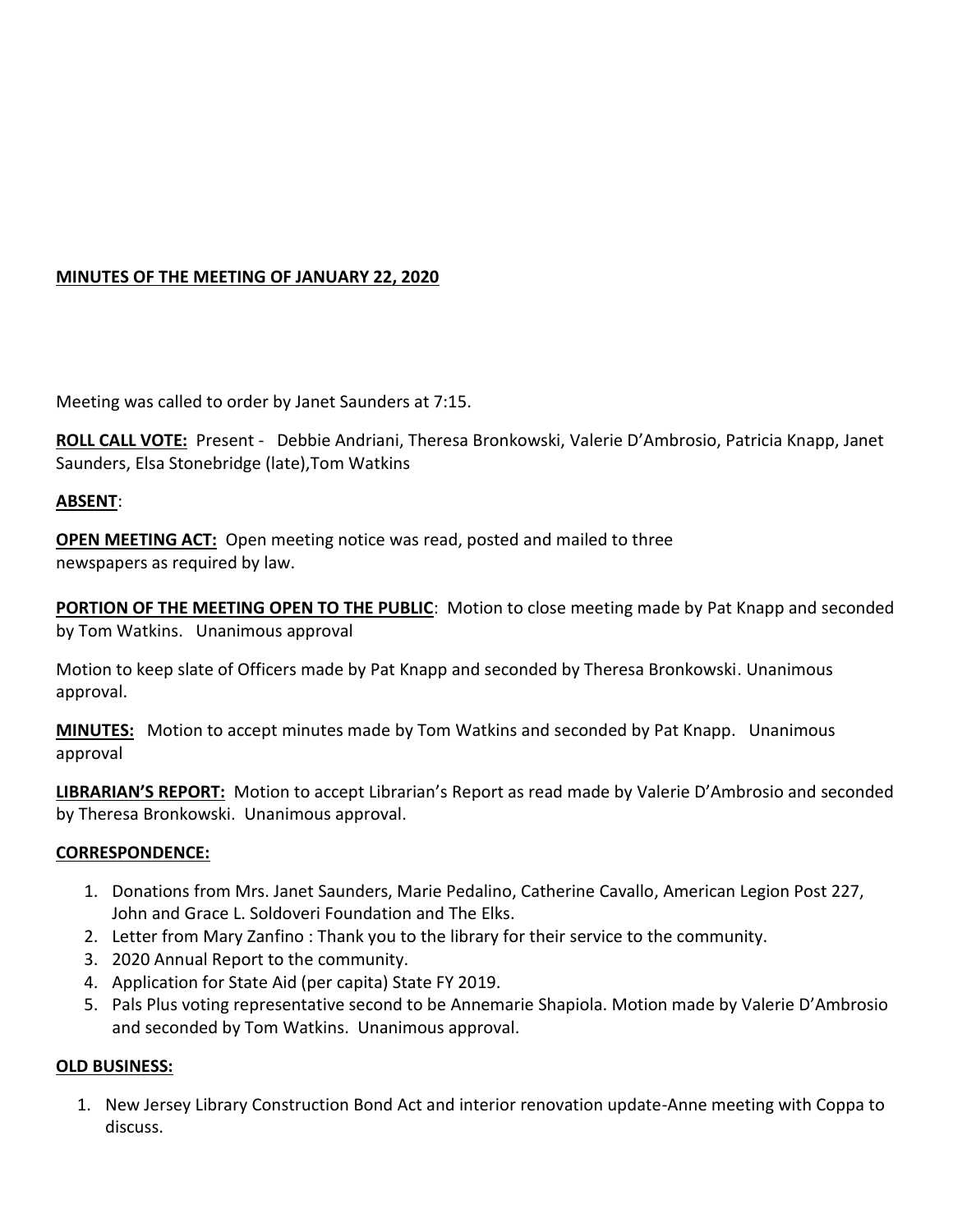**MINUTES OF THE MEETING OF JANUARY 22, 2020**

Meeting was called to order by Janet Saunders at 7:15.

**ROLL CALL VOTE:** Present - Debbie Andriani, Theresa Bronkowski, Valerie D'Ambrosio, Patricia Knapp, Janet Saunders, Elsa Stonebridge (late),Tom Watkins

**ABSENT**:

**OPEN MEETING ACT:** Open meeting notice was read, posted and mailed to three newspapers as required by law.

**PORTION OF THE MEETING OPEN TO THE PUBLIC**: Motion to close meeting made by Pat Knapp and seconded by Tom Watkins. Unanimous approval

Motion to keep slate of Officers made by Pat Knapp and seconded by Theresa Bronkowski. Unanimous approval.

**MINUTES:** Motion to accept minutes made by Tom Watkins and seconded by Pat Knapp. Unanimous approval

**LIBRARIAN'S REPORT:** Motion to accept Librarian's Report as read made by Valerie D'Ambrosio and seconded by Theresa Bronkowski. Unanimous approval.

**CORRESPONDENCE:**

1. Donations from Mrs. Janet Saunders, Marie Pedalino, Catherine Cavallo, American Legion Post 227, John and Grace L. Soldoveri Foundation and The Elks.
2. Letter from Mary Zanfino : Thank you to the library for their service to the community.
3. 2020 Annual Report to the community.
4. Application for State Aid (per capita) State FY 2019.
5. Pals Plus voting representative second to be Annemarie Shapiola. Motion made by Valerie D'Ambrosio and seconded by Tom Watkins. Unanimous approval.

**OLD BUSINESS:**

1. New Jersey Library Construction Bond Act and interior renovation update-Anne meeting with Coppa to discuss.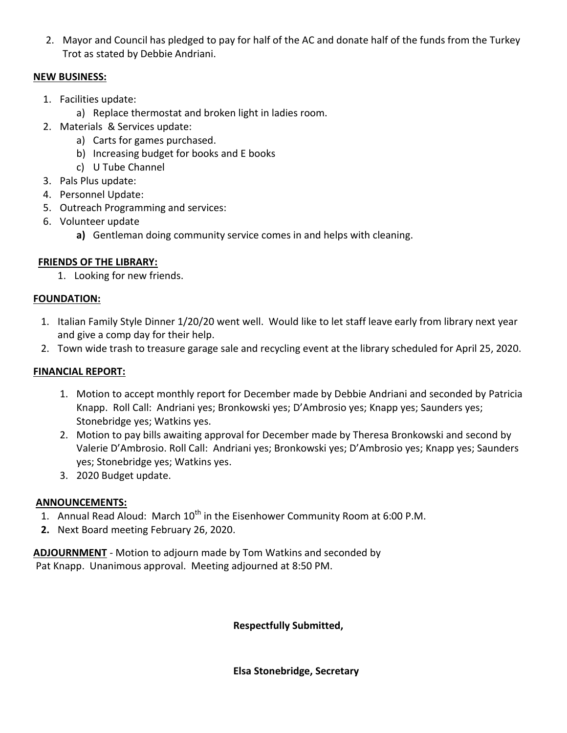2. Mayor and Council has pledged to pay for half of the AC and donate half of the funds from the Turkey Trot as stated by Debbie Andriani.

**NEW BUSINESS:**

1. Facilities update:
    a) Replace thermostat and broken light in ladies room.
2. Materials & Services update:
    a) Carts for games purchased.
    b) Increasing budget for books and E books
    c) U Tube Channel
3. Pals Plus update:
4. Personnel Update:
5. Outreach Programming and services:
6. Volunteer update
    **a)** Gentleman doing community service comes in and helps with cleaning.

**FRIENDS OF THE LIBRARY:**

1. Looking for new friends.

**FOUNDATION:**

1. Italian Family Style Dinner 1/20/20 went well. Would like to let staff leave early from library next year and give a comp day for their help.
2. Town wide trash to treasure garage sale and recycling event at the library scheduled for April 25, 2020.

**FINANCIAL REPORT:**

1. Motion to accept monthly report for December made by Debbie Andriani and seconded by Patricia Knapp. Roll Call: Andriani yes; Bronkowski yes; D'Ambrosio yes; Knapp yes; Saunders yes; Stonebridge yes; Watkins yes.
2. Motion to pay bills awaiting approval for December made by Theresa Bronkowski and second by Valerie D'Ambrosio. Roll Call: Andriani yes; Bronkowski yes; D'Ambrosio yes; Knapp yes; Saunders yes; Stonebridge yes; Watkins yes.
3. 2020 Budget update.

**ANNOUNCEMENTS:**

1. Annual Read Aloud: March 10th in the Eisenhower Community Room at 6:00 P.M.
2. Next Board meeting February 26, 2020.

**ADJOURNMENT** - Motion to adjourn made by Tom Watkins and seconded by Pat Knapp. Unanimous approval. Meeting adjourned at 8:50 PM.

**Respectfully Submitted,**

**Elsa Stonebridge, Secretary**